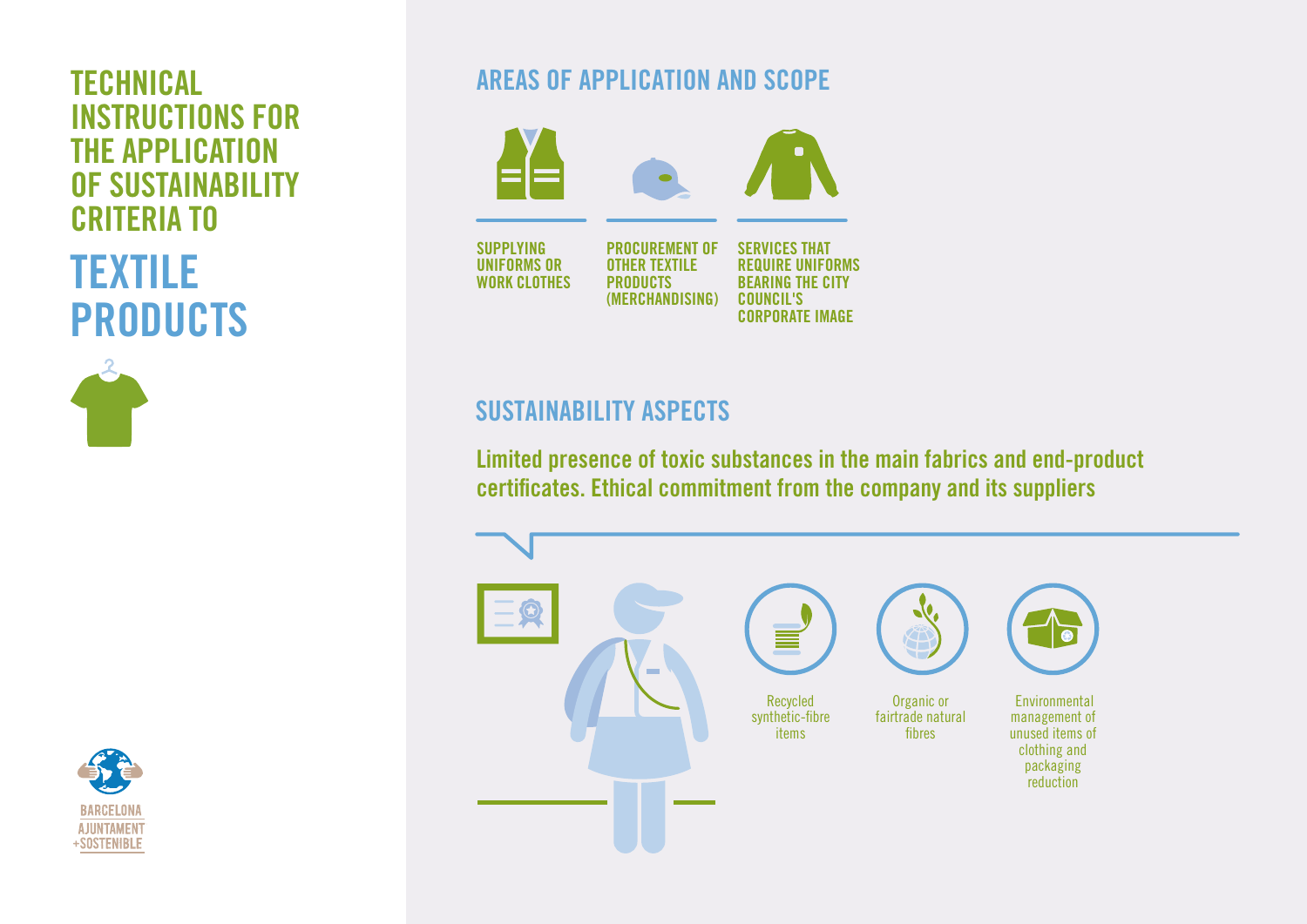# TECHNICAL INSTRUCTIONS FOR THE APPLICATION OF SUSTAINABILITY CRITERIA TO

# TEXTILE PRODUCTS

BARCELONA
AJUNTAMENT
+SOSTENIBLE

## AREAS OF APPLICATION AND SCOPE

- SUPPLYING UNIFORMS OR WORK CLOTHES
- PROCUREMENT OF OTHER TEXTILE PRODUCTS (MERCHANDISING)
- SERVICES THAT REQUIRE UNIFORMS BEARING THE CITY COUNCIL'S CORPORATE IMAGE

## SUSTAINABILITY ASPECTS

**Limited presence of toxic substances in the main fabrics and end-product certificates. Ethical commitment from the company and its suppliers**

- Recycled synthetic-fibre items
- Organic or fairtrade natural fibres
- Environmental management of unused items of clothing and packaging reduction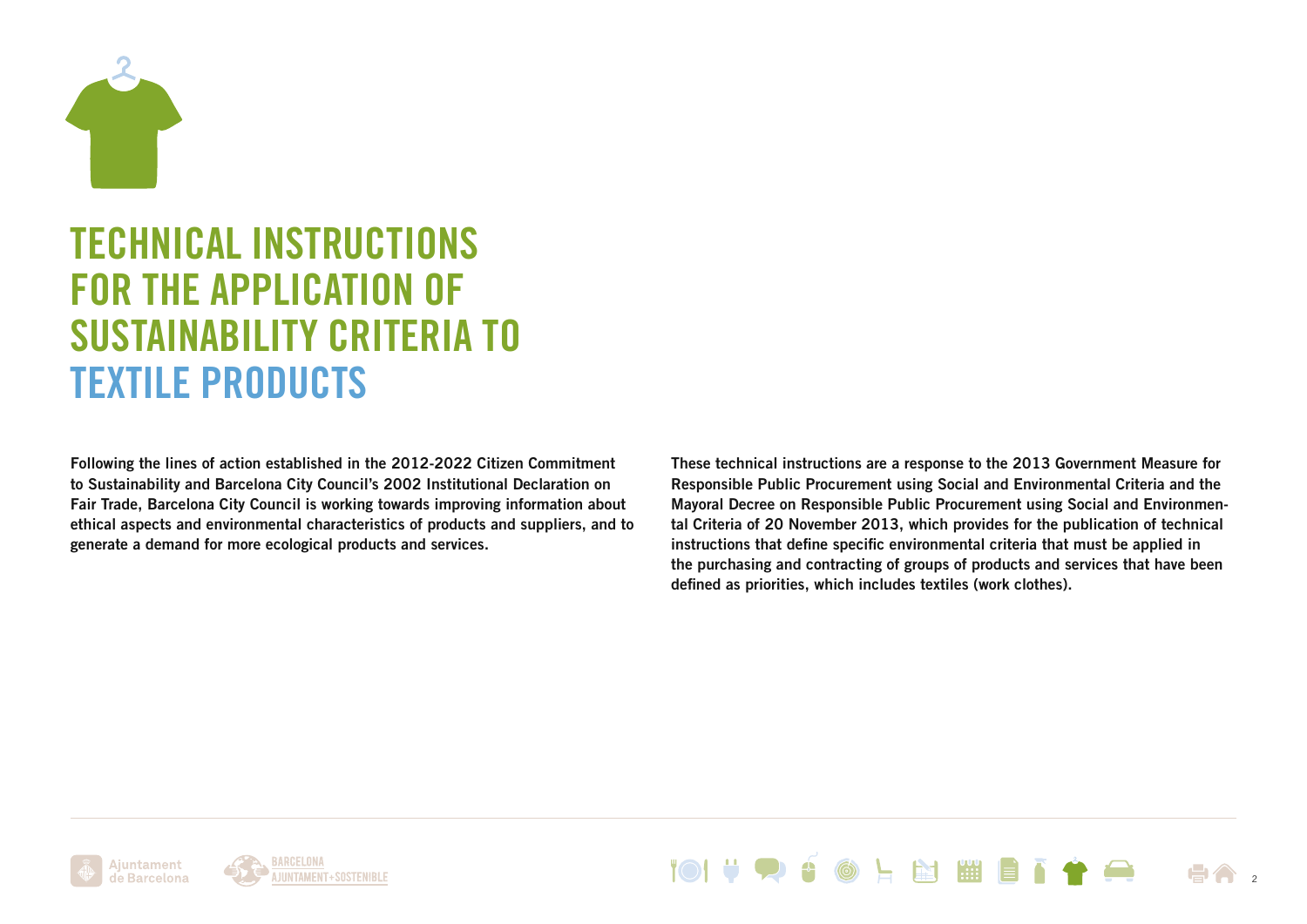# TECHNICAL INSTRUCTIONS FOR THE APPLICATION OF SUSTAINABILITY CRITERIA TO TEXTILE PRODUCTS

**Following the lines of action established in the 2012-2022 Citizen Commitment to Sustainability and Barcelona City Council's 2002 Institutional Declaration on Fair Trade, Barcelona City Council is working towards improving information about ethical aspects and environmental characteristics of products and suppliers, and to generate a demand for more ecological products and services.**

**These technical instructions are a response to the 2013 Government Measure for Responsible Public Procurement using Social and Environmental Criteria and the Mayoral Decree on Responsible Public Procurement using Social and Environmental Criteria of 20 November 2013, which provides for the publication of technical instructions that define specific environmental criteria that must be applied in the purchasing and contracting of groups of products and services that have been defined as priorities, which includes textiles (work clothes).**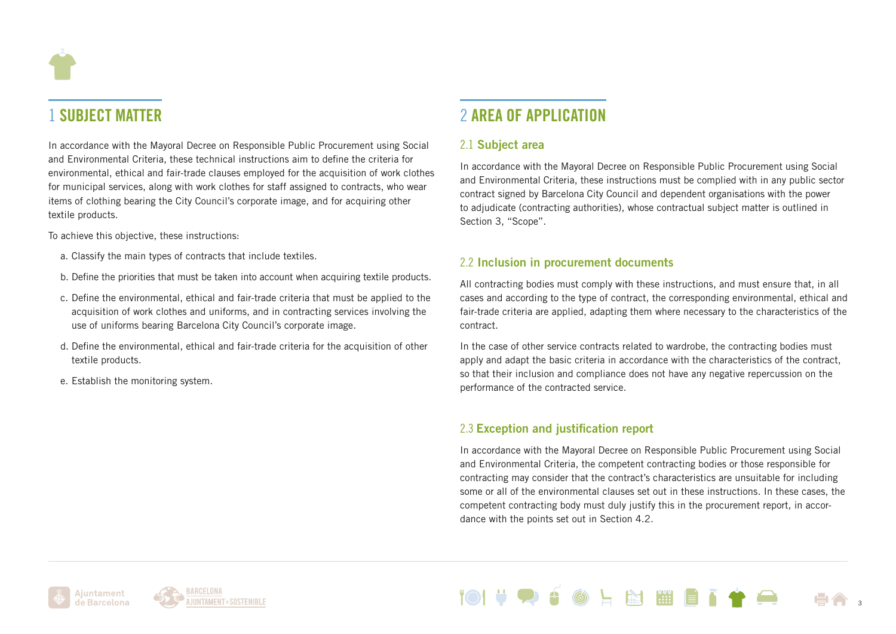# 1 SUBJECT MATTER

In accordance with the Mayoral Decree on Responsible Public Procurement using Social and Environmental Criteria, these technical instructions aim to define the criteria for environmental, ethical and fair-trade clauses employed for the acquisition of work clothes for municipal services, along with work clothes for staff assigned to contracts, who wear items of clothing bearing the City Council's corporate image, and for acquiring other textile products.

To achieve this objective, these instructions:

a. Classify the main types of contracts that include textiles.

b. Define the priorities that must be taken into account when acquiring textile products.

c. Define the environmental, ethical and fair-trade criteria that must be applied to the acquisition of work clothes and uniforms, and in contracting services involving the use of uniforms bearing Barcelona City Council's corporate image.

d. Define the environmental, ethical and fair-trade criteria for the acquisition of other textile products.

e. Establish the monitoring system.

# 2 AREA OF APPLICATION

## 2.1 Subject area

In accordance with the Mayoral Decree on Responsible Public Procurement using Social and Environmental Criteria, these instructions must be complied with in any public sector contract signed by Barcelona City Council and dependent organisations with the power to adjudicate (contracting authorities), whose contractual subject matter is outlined in Section 3, "Scope".

## 2.2 Inclusion in procurement documents

All contracting bodies must comply with these instructions, and must ensure that, in all cases and according to the type of contract, the corresponding environmental, ethical and fair-trade criteria are applied, adapting them where necessary to the characteristics of the contract.

In the case of other service contracts related to wardrobe, the contracting bodies must apply and adapt the basic criteria in accordance with the characteristics of the contract, so that their inclusion and compliance does not have any negative repercussion on the performance of the contracted service.

## 2.3 Exception and justification report

In accordance with the Mayoral Decree on Responsible Public Procurement using Social and Environmental Criteria, the competent contracting bodies or those responsible for contracting may consider that the contract's characteristics are unsuitable for including some or all of the environmental clauses set out in these instructions. In these cases, the competent contracting body must duly justify this in the procurement report, in accordance with the points set out in Section 4.2.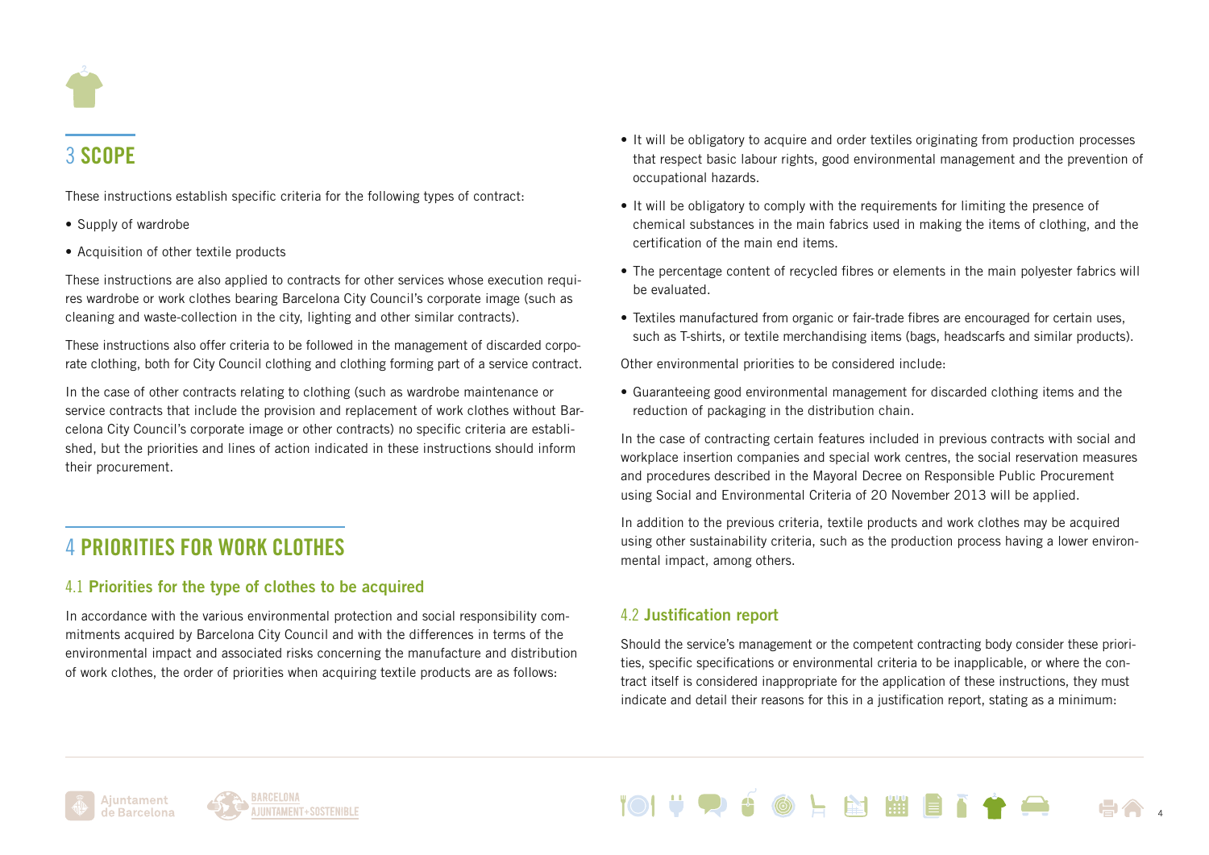## 3 SCOPE

These instructions establish specific criteria for the following types of contract:

- Supply of wardrobe
- Acquisition of other textile products

These instructions are also applied to contracts for other services whose execution requires wardrobe or work clothes bearing Barcelona City Council's corporate image (such as cleaning and waste-collection in the city, lighting and other similar contracts).

These instructions also offer criteria to be followed in the management of discarded corporate clothing, both for City Council clothing and clothing forming part of a service contract.

In the case of other contracts relating to clothing (such as wardrobe maintenance or service contracts that include the provision and replacement of work clothes without Barcelona City Council's corporate image or other contracts) no specific criteria are established, but the priorities and lines of action indicated in these instructions should inform their procurement.

## 4 PRIORITIES FOR WORK CLOTHES

### 4.1 Priorities for the type of clothes to be acquired

In accordance with the various environmental protection and social responsibility commitments acquired by Barcelona City Council and with the differences in terms of the environmental impact and associated risks concerning the manufacture and distribution of work clothes, the order of priorities when acquiring textile products are as follows:

- It will be obligatory to acquire and order textiles originating from production processes that respect basic labour rights, good environmental management and the prevention of occupational hazards.
- It will be obligatory to comply with the requirements for limiting the presence of chemical substances in the main fabrics used in making the items of clothing, and the certification of the main end items.
- The percentage content of recycled fibres or elements in the main polyester fabrics will be evaluated.
- Textiles manufactured from organic or fair-trade fibres are encouraged for certain uses, such as T-shirts, or textile merchandising items (bags, headscarfs and similar products).

Other environmental priorities to be considered include:

- Guaranteeing good environmental management for discarded clothing items and the reduction of packaging in the distribution chain.

In the case of contracting certain features included in previous contracts with social and workplace insertion companies and special work centres, the social reservation measures and procedures described in the Mayoral Decree on Responsible Public Procurement using Social and Environmental Criteria of 20 November 2013 will be applied.

In addition to the previous criteria, textile products and work clothes may be acquired using other sustainability criteria, such as the production process having a lower environmental impact, among others.

### 4.2 Justification report

Should the service's management or the competent contracting body consider these priorities, specific specifications or environmental criteria to be inapplicable, or where the contract itself is considered inappropriate for the application of these instructions, they must indicate and detail their reasons for this in a justification report, stating as a minimum: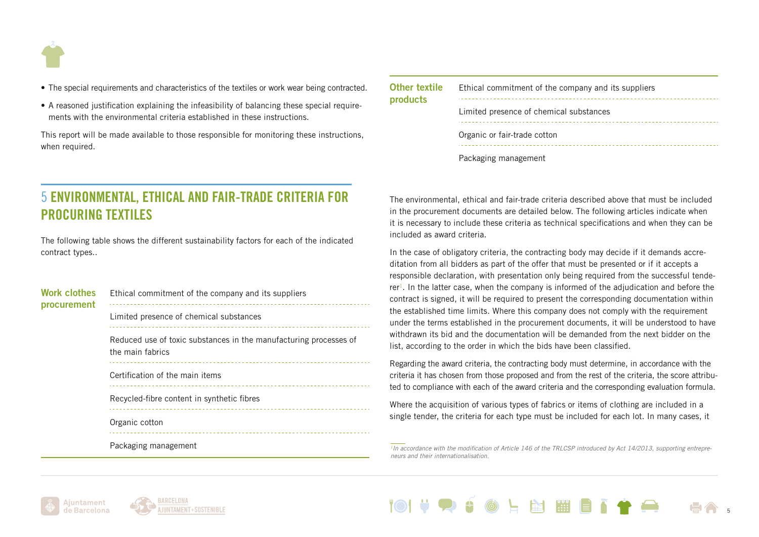- The special requirements and characteristics of the textiles or work wear being contracted.
- A reasoned justification explaining the infeasibility of balancing these special requirements with the environmental criteria established in these instructions.

This report will be made available to those responsible for monitoring these instructions, when required.

## 5 ENVIRONMENTAL, ETHICAL AND FAIR-TRADE CRITERIA FOR PROCURING TEXTILES

The following table shows the different sustainability factors for each of the indicated contract types..

| Contract type | Sustainability factors |
|---|---|
| **Work clothes procurement** | Ethical commitment of the company and its suppliers |
| | Limited presence of chemical substances |
| | Reduced use of toxic substances in the manufacturing processes of the main fabrics |
| | Certification of the main items |
| | Recycled-fibre content in synthetic fibres |
| | Organic cotton |
| | Packaging management |
| **Other textile products** | Ethical commitment of the company and its suppliers |
| | Limited presence of chemical substances |
| | Organic or fair-trade cotton |
| | Packaging management |

The environmental, ethical and fair-trade criteria described above that must be included in the procurement documents are detailed below. The following articles indicate when it is necessary to include these criteria as technical specifications and when they can be included as award criteria.

In the case of obligatory criteria, the contracting body may decide if it demands accreditation from all bidders as part of the offer that must be presented or if it accepts a responsible declaration, with presentation only being required from the successful tenderer[1]. In the latter case, when the company is informed of the adjudication and before the contract is signed, it will be required to present the corresponding documentation within the established time limits. Where this company does not comply with the requirement under the terms established in the procurement documents, it will be understood to have withdrawn its bid and the documentation will be demanded from the next bidder on the list, according to the order in which the bids have been classified.

Regarding the award criteria, the contracting body must determine, in accordance with the criteria it has chosen from those proposed and from the rest of the criteria, the score attributed to compliance with each of the award criteria and the corresponding evaluation formula.

Where the acquisition of various types of fabrics or items of clothing are included in a single tender, the criteria for each type must be included for each lot. In many cases, it

*[1] In accordance with the modification of Article 146 of the TRLCSP introduced by Act 14/2013, supporting entrepreneurs and their internationalisation.*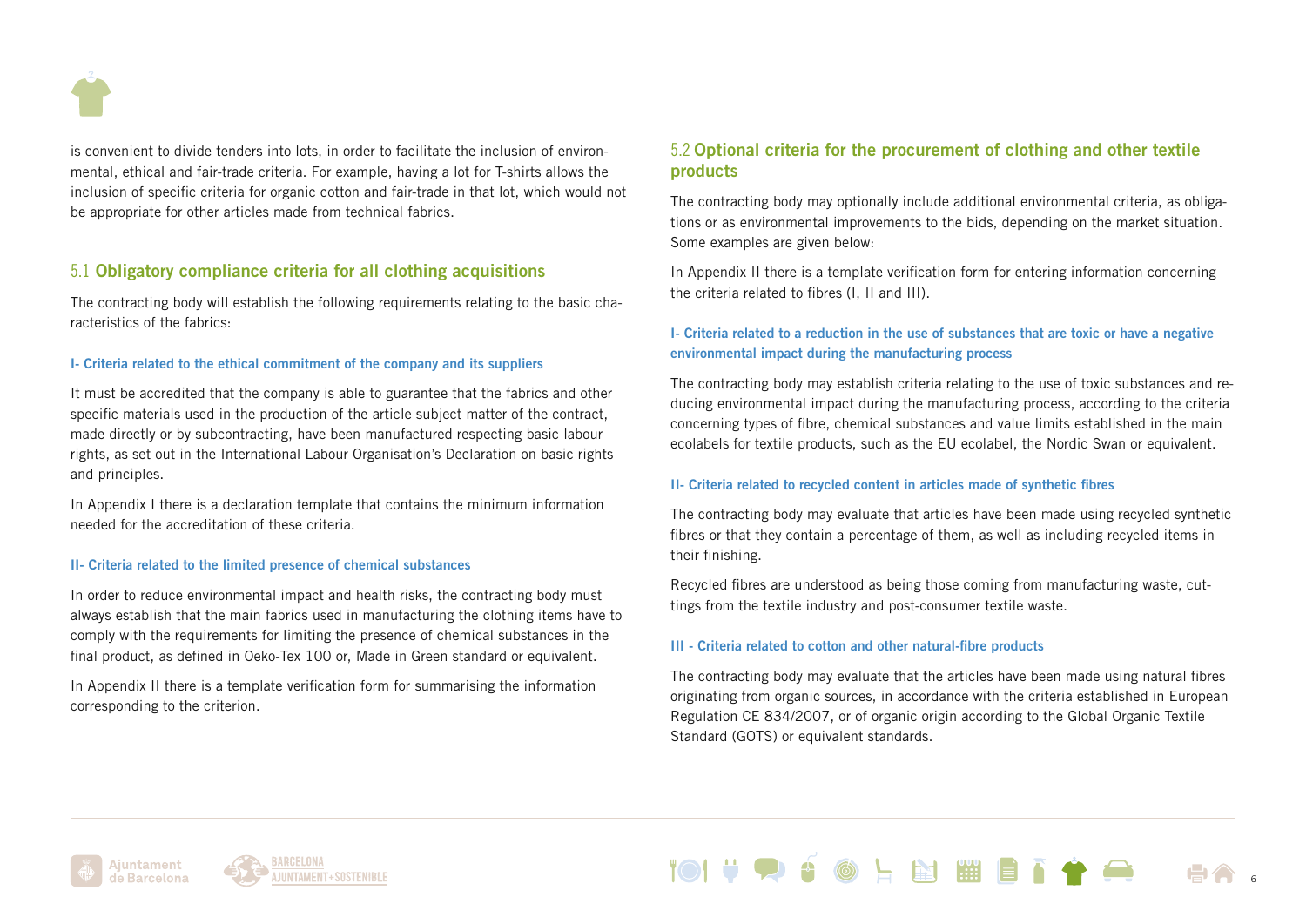is convenient to divide tenders into lots, in order to facilitate the inclusion of environmental, ethical and fair-trade criteria. For example, having a lot for T-shirts allows the inclusion of specific criteria for organic cotton and fair-trade in that lot, which would not be appropriate for other articles made from technical fabrics.

## 5.1 Obligatory compliance criteria for all clothing acquisitions

The contracting body will establish the following requirements relating to the basic characteristics of the fabrics:

### I- Criteria related to the ethical commitment of the company and its suppliers

It must be accredited that the company is able to guarantee that the fabrics and other specific materials used in the production of the article subject matter of the contract, made directly or by subcontracting, have been manufactured respecting basic labour rights, as set out in the International Labour Organisation's Declaration on basic rights and principles.

In Appendix I there is a declaration template that contains the minimum information needed for the accreditation of these criteria.

### II- Criteria related to the limited presence of chemical substances

In order to reduce environmental impact and health risks, the contracting body must always establish that the main fabrics used in manufacturing the clothing items have to comply with the requirements for limiting the presence of chemical substances in the final product, as defined in Oeko-Tex 100 or, Made in Green standard or equivalent.

In Appendix II there is a template verification form for summarising the information corresponding to the criterion.

## 5.2 Optional criteria for the procurement of clothing and other textile products

The contracting body may optionally include additional environmental criteria, as obligations or as environmental improvements to the bids, depending on the market situation. Some examples are given below:

In Appendix II there is a template verification form for entering information concerning the criteria related to fibres (I, II and III).

### I- Criteria related to a reduction in the use of substances that are toxic or have a negative environmental impact during the manufacturing process

The contracting body may establish criteria relating to the use of toxic substances and reducing environmental impact during the manufacturing process, according to the criteria concerning types of fibre, chemical substances and value limits established in the main ecolabels for textile products, such as the EU ecolabel, the Nordic Swan or equivalent.

### II- Criteria related to recycled content in articles made of synthetic fibres

The contracting body may evaluate that articles have been made using recycled synthetic fibres or that they contain a percentage of them, as well as including recycled items in their finishing.

Recycled fibres are understood as being those coming from manufacturing waste, cuttings from the textile industry and post-consumer textile waste.

### III - Criteria related to cotton and other natural-fibre products

The contracting body may evaluate that the articles have been made using natural fibres originating from organic sources, in accordance with the criteria established in European Regulation CE 834/2007, or of organic origin according to the Global Organic Textile Standard (GOTS) or equivalent standards.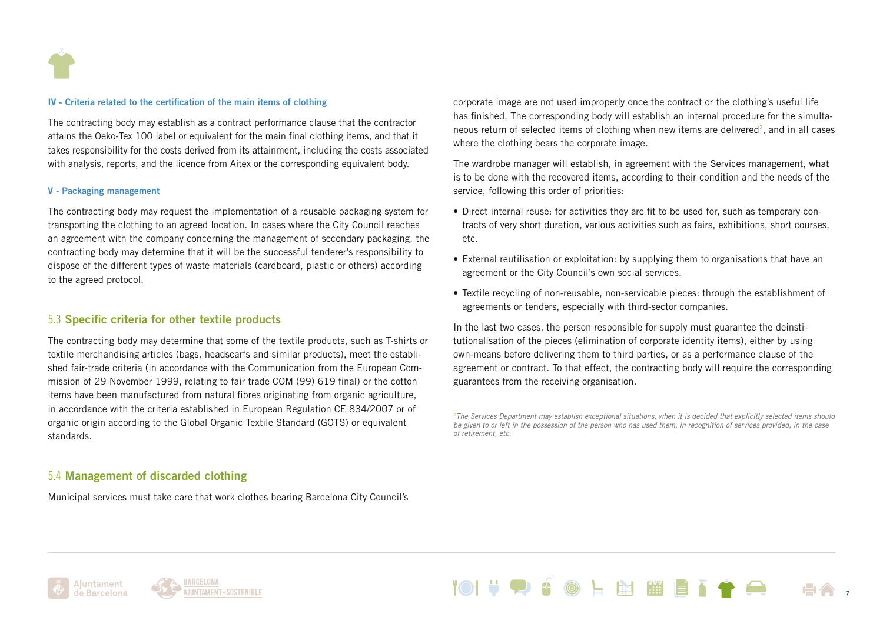#### IV - Criteria related to the certification of the main items of clothing

The contracting body may establish as a contract performance clause that the contractor attains the Oeko-Tex 100 label or equivalent for the main final clothing items, and that it takes responsibility for the costs derived from its attainment, including the costs associated with analysis, reports, and the licence from Aitex or the corresponding equivalent body.

#### V - Packaging management

The contracting body may request the implementation of a reusable packaging system for transporting the clothing to an agreed location. In cases where the City Council reaches an agreement with the company concerning the management of secondary packaging, the contracting body may determine that it will be the successful tenderer's responsibility to dispose of the different types of waste materials (cardboard, plastic or others) according to the agreed protocol.

## 5.3 Specific criteria for other textile products

The contracting body may determine that some of the textile products, such as T-shirts or textile merchandising articles (bags, headscarfs and similar products), meet the established fair-trade criteria (in accordance with the Communication from the European Commission of 29 November 1999, relating to fair trade COM (99) 619 final) or the cotton items have been manufactured from natural fibres originating from organic agriculture, in accordance with the criteria established in European Regulation CE 834/2007 or of organic origin according to the Global Organic Textile Standard (GOTS) or equivalent standards.

## 5.4 Management of discarded clothing

Municipal services must take care that work clothes bearing Barcelona City Council's corporate image are not used improperly once the contract or the clothing's useful life has finished. The corresponding body will establish an internal procedure for the simultaneous return of selected items of clothing when new items are delivered[2], and in all cases where the clothing bears the corporate image.

The wardrobe manager will establish, in agreement with the Services management, what is to be done with the recovered items, according to their condition and the needs of the service, following this order of priorities:

- Direct internal reuse: for activities they are fit to be used for, such as temporary contracts of very short duration, various activities such as fairs, exhibitions, short courses, etc.
- External reutilisation or exploitation: by supplying them to organisations that have an agreement or the City Council's own social services.
- Textile recycling of non-reusable, non-servicable pieces: through the establishment of agreements or tenders, especially with third-sector companies.

In the last two cases, the person responsible for supply must guarantee the deinstitutionalisation of the pieces (elimination of corporate identity items), either by using own-means before delivering them to third parties, or as a performance clause of the agreement or contract. To that effect, the contracting body will require the corresponding guarantees from the receiving organisation.

*[2] The Services Department may establish exceptional situations, when it is decided that explicitly selected items should be given to or left in the possession of the person who has used them, in recognition of services provided, in the case of retirement, etc.*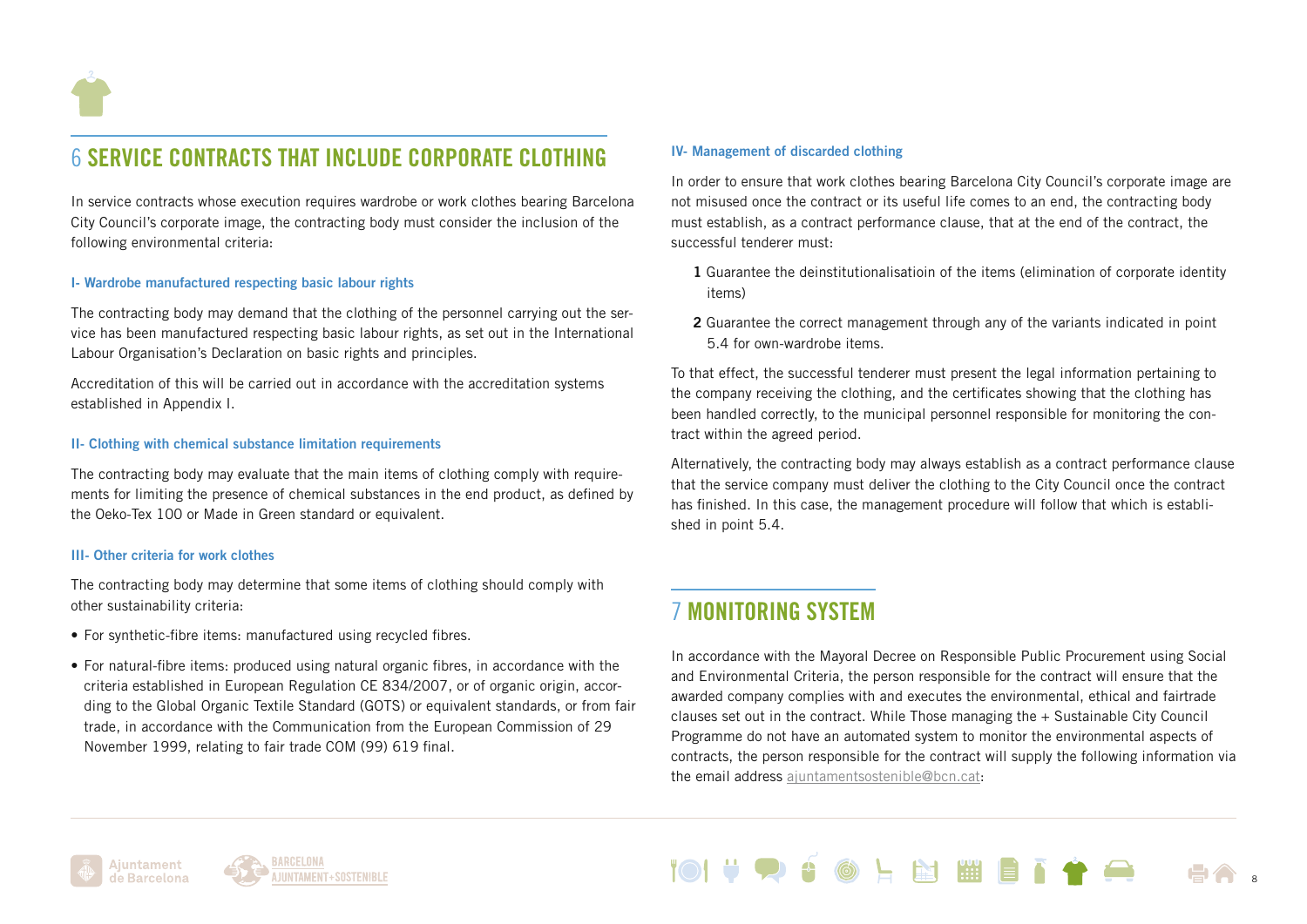## 6 SERVICE CONTRACTS THAT INCLUDE CORPORATE CLOTHING

In service contracts whose execution requires wardrobe or work clothes bearing Barcelona City Council's corporate image, the contracting body must consider the inclusion of the following environmental criteria:

### I- Wardrobe manufactured respecting basic labour rights

The contracting body may demand that the clothing of the personnel carrying out the service has been manufactured respecting basic labour rights, as set out in the International Labour Organisation's Declaration on basic rights and principles.

Accreditation of this will be carried out in accordance with the accreditation systems established in Appendix I.

### II- Clothing with chemical substance limitation requirements

The contracting body may evaluate that the main items of clothing comply with requirements for limiting the presence of chemical substances in the end product, as defined by the Oeko-Tex 100 or Made in Green standard or equivalent.

### III- Other criteria for work clothes

The contracting body may determine that some items of clothing should comply with other sustainability criteria:

- For synthetic-fibre items: manufactured using recycled fibres.
- For natural-fibre items: produced using natural organic fibres, in accordance with the criteria established in European Regulation CE 834/2007, or of organic origin, according to the Global Organic Textile Standard (GOTS) or equivalent standards, or from fair trade, in accordance with the Communication from the European Commission of 29 November 1999, relating to fair trade COM (99) 619 final.

### IV- Management of discarded clothing

In order to ensure that work clothes bearing Barcelona City Council's corporate image are not misused once the contract or its useful life comes to an end, the contracting body must establish, as a contract performance clause, that at the end of the contract, the successful tenderer must:

1. Guarantee the deinstitutionalisatioin of the items (elimination of corporate identity items)
2. Guarantee the correct management through any of the variants indicated in point 5.4 for own-wardrobe items.

To that effect, the successful tenderer must present the legal information pertaining to the company receiving the clothing, and the certificates showing that the clothing has been handled correctly, to the municipal personnel responsible for monitoring the contract within the agreed period.

Alternatively, the contracting body may always establish as a contract performance clause that the service company must deliver the clothing to the City Council once the contract has finished. In this case, the management procedure will follow that which is established in point 5.4.

## 7 MONITORING SYSTEM

In accordance with the Mayoral Decree on Responsible Public Procurement using Social and Environmental Criteria, the person responsible for the contract will ensure that the awarded company complies with and executes the environmental, ethical and fairtrade clauses set out in the contract. While Those managing the + Sustainable City Council Programme do not have an automated system to monitor the environmental aspects of contracts, the person responsible for the contract will supply the following information via the email address ajuntamentsostenible@bcn.cat: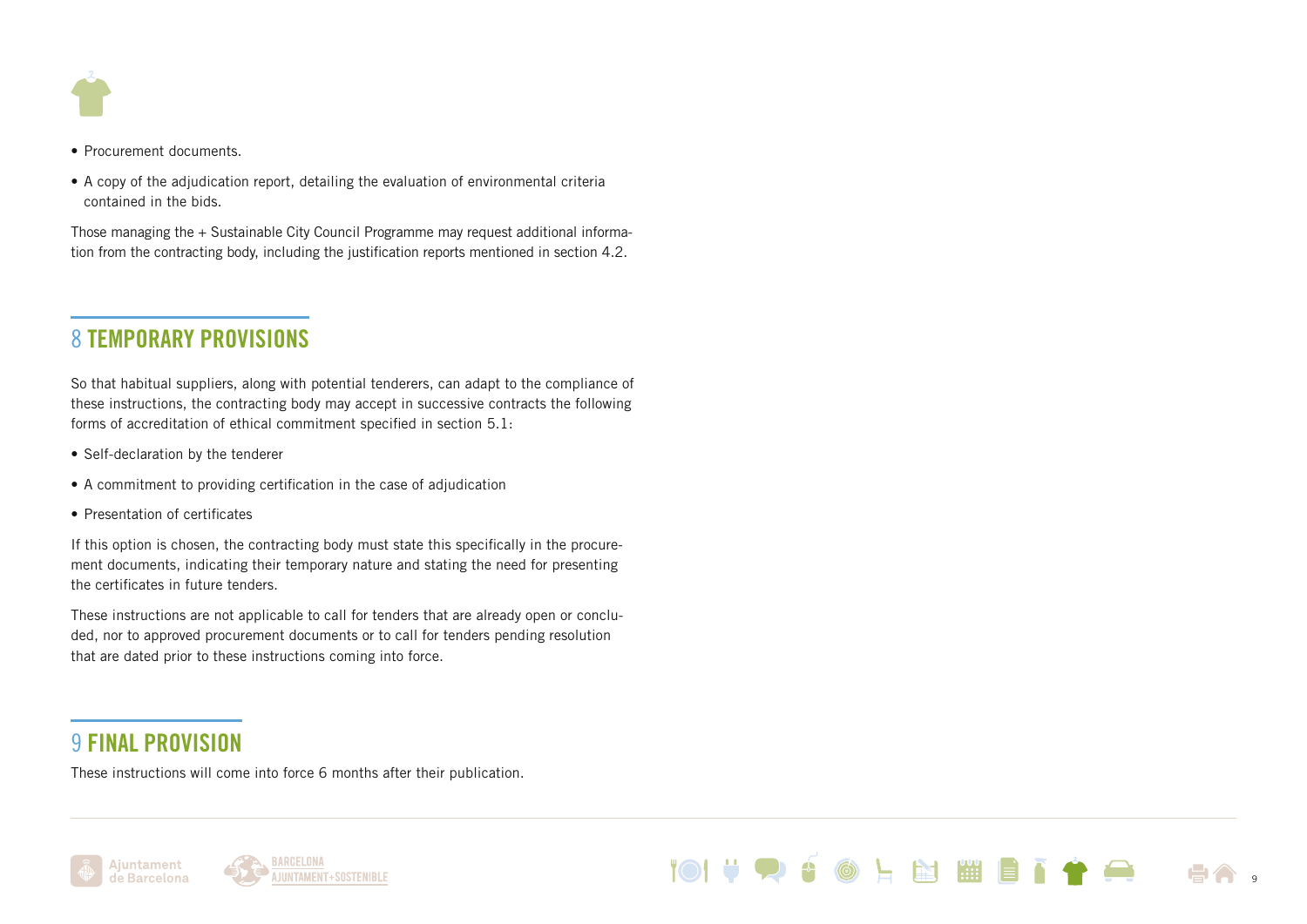- Procurement documents.
- A copy of the adjudication report, detailing the evaluation of environmental criteria contained in the bids.

Those managing the + Sustainable City Council Programme may request additional information from the contracting body, including the justification reports mentioned in section 4.2.

## 8 TEMPORARY PROVISIONS

So that habitual suppliers, along with potential tenderers, can adapt to the compliance of these instructions, the contracting body may accept in successive contracts the following forms of accreditation of ethical commitment specified in section 5.1:

- Self-declaration by the tenderer
- A commitment to providing certification in the case of adjudication
- Presentation of certificates

If this option is chosen, the contracting body must state this specifically in the procurement documents, indicating their temporary nature and stating the need for presenting the certificates in future tenders.

These instructions are not applicable to call for tenders that are already open or concluded, nor to approved procurement documents or to call for tenders pending resolution that are dated prior to these instructions coming into force.

## 9 FINAL PROVISION

These instructions will come into force 6 months after their publication.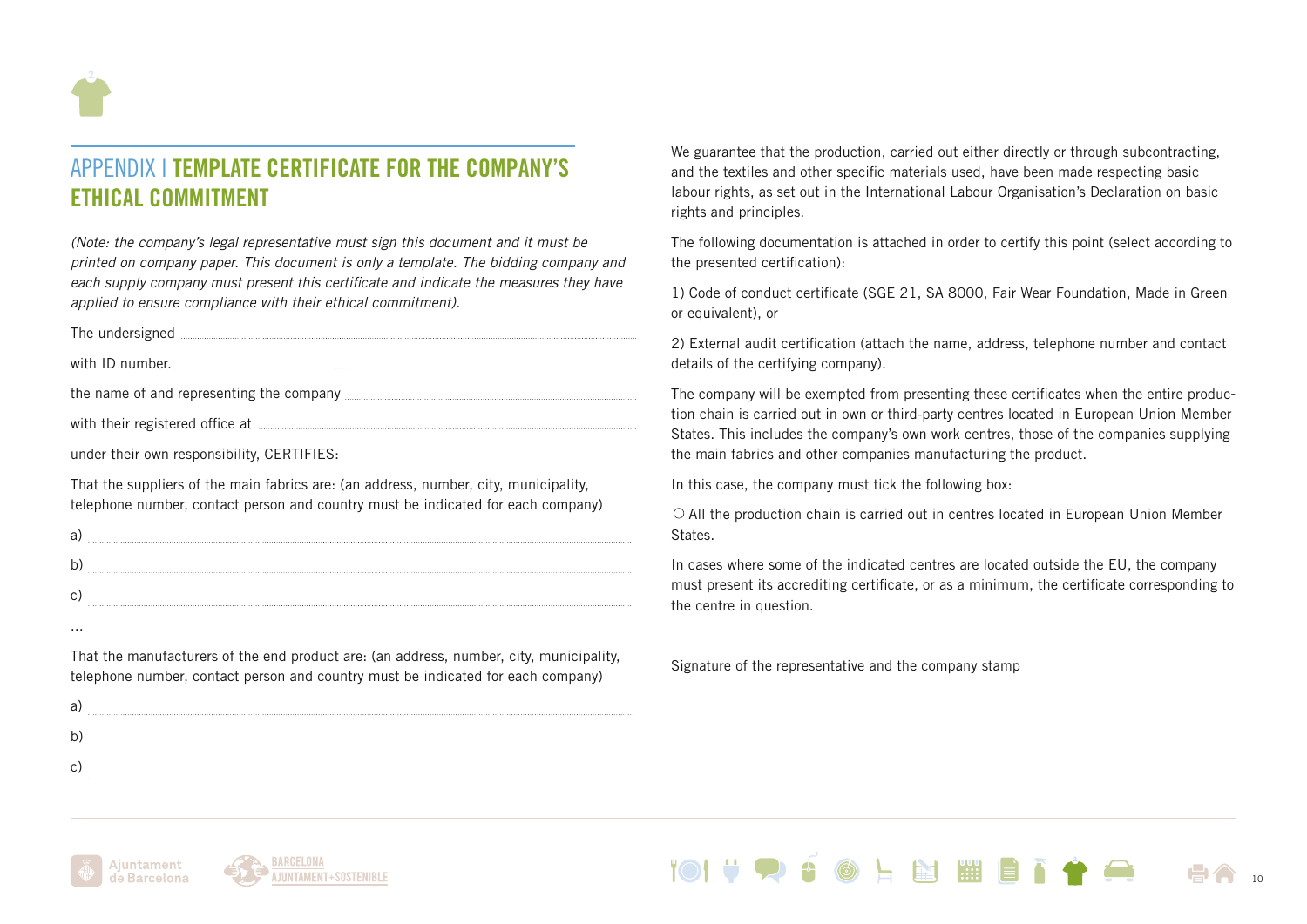# APPENDIX I **TEMPLATE CERTIFICATE FOR THE COMPANY'S ETHICAL COMMITMENT**

*(Note: the company's legal representative must sign this document and it must be printed on company paper. This document is only a template. The bidding company and each supply company must present this certificate and indicate the measures they have applied to ensure compliance with their ethical commitment).*

The undersigned ..............................................................................................

with ID number. ....

the name of and representing the company ..................................................

with their registered office at .........................................................................

under their own responsibility, CERTIFIES:

That the suppliers of the main fabrics are: (an address, number, city, municipality, telephone number, contact person and country must be indicated for each company)

a) ..................................................................................................................

b) ..................................................................................................................

c) ..................................................................................................................

...

That the manufacturers of the end product are: (an address, number, city, municipality, telephone number, contact person and country must be indicated for each company)

a) ..................................................................................................................

b) ..................................................................................................................

c) ..................................................................................................................

We guarantee that the production, carried out either directly or through subcontracting, and the textiles and other specific materials used, have been made respecting basic labour rights, as set out in the International Labour Organisation's Declaration on basic rights and principles.

The following documentation is attached in order to certify this point (select according to the presented certification):

1) Code of conduct certificate (SGE 21, SA 8000, Fair Wear Foundation, Made in Green or equivalent), or

2) External audit certification (attach the name, address, telephone number and contact details of the certifying company).

The company will be exempted from presenting these certificates when the entire production chain is carried out in own or third-party centres located in European Union Member States. This includes the company's own work centres, those of the companies supplying the main fabrics and other companies manufacturing the product.

In this case, the company must tick the following box:

○ All the production chain is carried out in centres located in European Union Member States.

In cases where some of the indicated centres are located outside the EU, the company must present its accrediting certificate, or as a minimum, the certificate corresponding to the centre in question.

Signature of the representative and the company stamp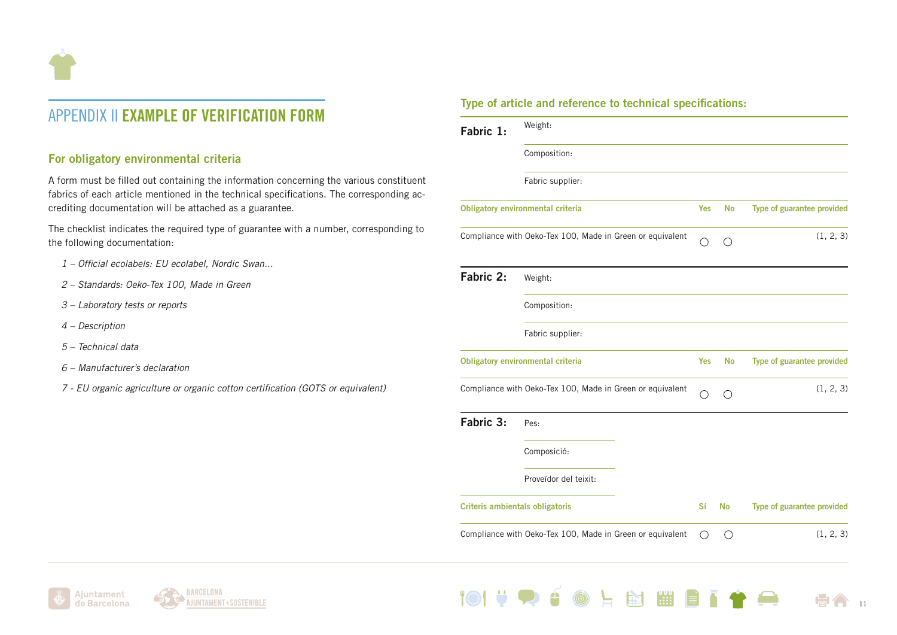# APPENDIX II **EXAMPLE OF VERIFICATION FORM**

## For obligatory environmental criteria

A form must be filled out containing the information concerning the various constituent fabrics of each article mentioned in the technical specifications. The corresponding accrediting documentation will be attached as a guarantee.

The checklist indicates the required type of guarantee with a number, corresponding to the following documentation:

- *1 – Official ecolabels: EU ecolabel, Nordic Swan...*
- *2 – Standards: Oeko-Tex 100, Made in Green*
- *3 – Laboratory tests or reports*
- *4 – Description*
- *5 – Technical data*
- *6 – Manufacturer's declaration*
- *7 - EU organic agriculture or organic cotton certification (GOTS or equivalent)*

## Type of article and reference to technical specifications:

**Fabric 1:**

Weight:

Composition:

Fabric supplier:

| Obligatory environmental criteria | Yes | No | Type of guarantee provided |
|---|---|---|---|
| Compliance with Oeko-Tex 100, Made in Green or equivalent | ◯ | ◯ | (1, 2, 3) |

**Fabric 2:**

Weight:

Composition:

Fabric supplier:

| Obligatory environmental criteria | Yes | No | Type of guarantee provided |
|---|---|---|---|
| Compliance with Oeko-Tex 100, Made in Green or equivalent | ◯ | ◯ | (1, 2, 3) |

**Fabric 3:**

Pes:

Composició:

Proveïdor del teixit:

| Criteris ambientals obligatoris | Sí | No | Type of guarantee provided |
|---|---|---|---|
| Compliance with Oeko-Tex 100, Made in Green or equivalent | ◯ | ◯ | (1, 2, 3) |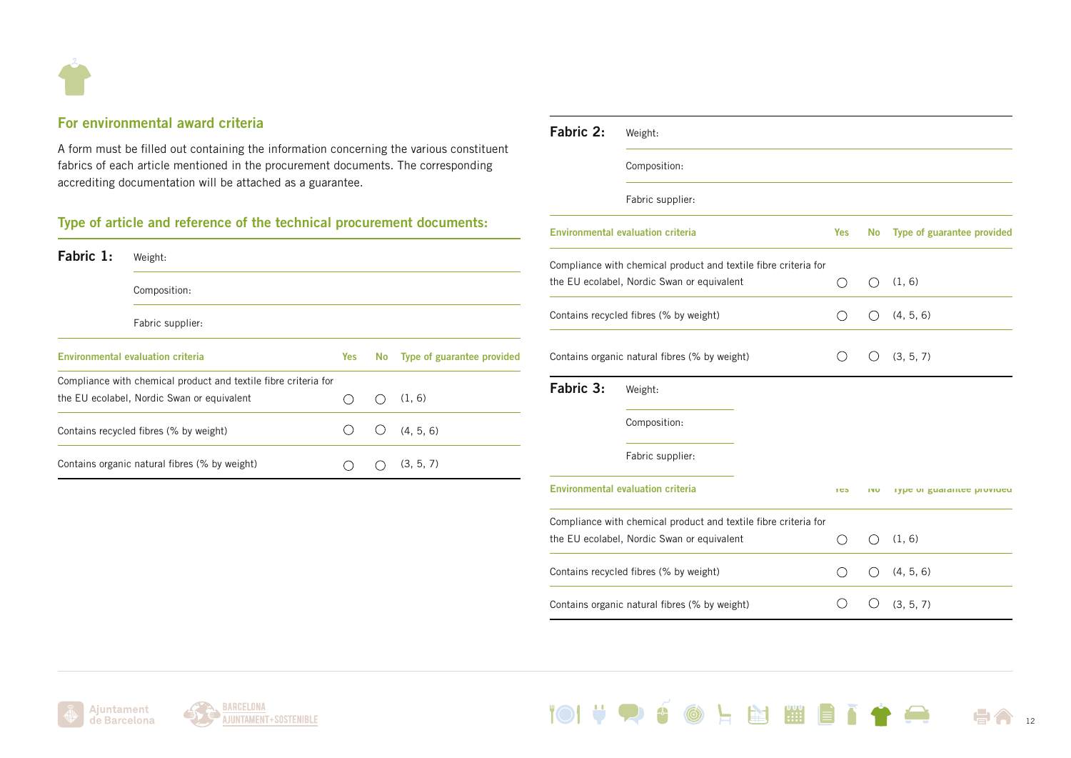## For environmental award criteria

A form must be filled out containing the information concerning the various constituent fabrics of each article mentioned in the procurement documents. The corresponding accrediting documentation will be attached as a guarantee.

## Type of article and reference of the technical procurement documents:

**Fabric 1:** Weight:

Composition:

Fabric supplier:

| Environmental evaluation criteria | Yes | No | Type of guarantee provided |
|---|---|---|---|
| Compliance with chemical product and textile fibre criteria for the EU ecolabel, Nordic Swan or equivalent | ◯ | ◯ | (1, 6) |
| Contains recycled fibres (% by weight) | ◯ | ◯ | (4, 5, 6) |
| Contains organic natural fibres (% by weight) | ◯ | ◯ | (3, 5, 7) |

**Fabric 2:** Weight:

Composition:

Fabric supplier:

| Environmental evaluation criteria | Yes | No | Type of guarantee provided |
|---|---|---|---|
| Compliance with chemical product and textile fibre criteria for the EU ecolabel, Nordic Swan or equivalent | ◯ | ◯ | (1, 6) |
| Contains recycled fibres (% by weight) | ◯ | ◯ | (4, 5, 6) |
| Contains organic natural fibres (% by weight) | ◯ | ◯ | (3, 5, 7) |

**Fabric 3:** Weight:

Composition:

Fabric supplier:

| Environmental evaluation criteria | Yes | No | Type of guarantee provided |
|---|---|---|---|
| Compliance with chemical product and textile fibre criteria for the EU ecolabel, Nordic Swan or equivalent | ◯ | ◯ | (1, 6) |
| Contains recycled fibres (% by weight) | ◯ | ◯ | (4, 5, 6) |
| Contains organic natural fibres (% by weight) | ◯ | ◯ | (3, 5, 7) |